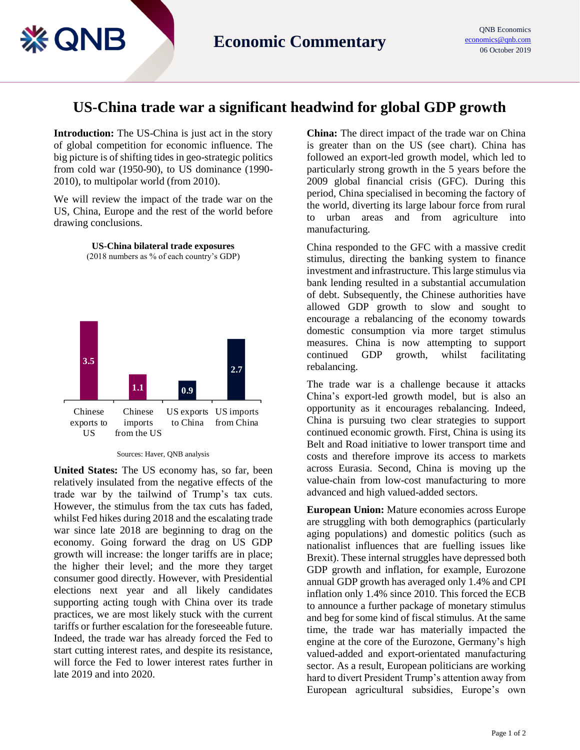QNB Economics
economics@qnb.com
06 October 2019

# Economic Commentary

## US-China trade war a significant headwind for global GDP growth

**Introduction:** The US-China is just act in the story of global competition for economic influence. The big picture is of shifting tides in geo-strategic politics from cold war (1950-90), to US dominance (1990-2010), to multipolar world (from 2010).

We will review the impact of the trade war on the US, China, Europe and the rest of the world before drawing conclusions.

**US-China bilateral trade exposures**
(2018 numbers as % of each country's GDP)

| Chinese exports to US | Chinese imports from the US | US exports to China | US imports from China |
|---|---|---|---|
| 3.5 | 1.1 | 0.9 | 2.7 |

Sources: Haver, QNB analysis

**United States:** The US economy has, so far, been relatively insulated from the negative effects of the trade war by the tailwind of Trump's tax cuts. However, the stimulus from the tax cuts has faded, whilst Fed hikes during 2018 and the escalating trade war since late 2018 are beginning to drag on the economy. Going forward the drag on US GDP growth will increase: the longer tariffs are in place; the higher their level; and the more they target consumer good directly. However, with Presidential elections next year and all likely candidates supporting acting tough with China over its trade practices, we are most likely stuck with the current tariffs or further escalation for the foreseeable future. Indeed, the trade war has already forced the Fed to start cutting interest rates, and despite its resistance, will force the Fed to lower interest rates further in late 2019 and into 2020.

**China:** The direct impact of the trade war on China is greater than on the US (see chart). China has followed an export-led growth model, which led to particularly strong growth in the 5 years before the 2009 global financial crisis (GFC). During this period, China specialised in becoming the factory of the world, diverting its large labour force from rural to urban areas and from agriculture into manufacturing.

China responded to the GFC with a massive credit stimulus, directing the banking system to finance investment and infrastructure. This large stimulus via bank lending resulted in a substantial accumulation of debt. Subsequently, the Chinese authorities have allowed GDP growth to slow and sought to encourage a rebalancing of the economy towards domestic consumption via more target stimulus measures. China is now attempting to support continued GDP growth, whilst facilitating rebalancing.

The trade war is a challenge because it attacks China's export-led growth model, but is also an opportunity as it encourages rebalancing. Indeed, China is pursuing two clear strategies to support continued economic growth. First, China is using its Belt and Road initiative to lower transport time and costs and therefore improve its access to markets across Eurasia. Second, China is moving up the value-chain from low-cost manufacturing to more advanced and high valued-added sectors.

**European Union:** Mature economies across Europe are struggling with both demographics (particularly aging populations) and domestic politics (such as nationalist influences that are fuelling issues like Brexit). These internal struggles have depressed both GDP growth and inflation, for example, Eurozone annual GDP growth has averaged only 1.4% and CPI inflation only 1.4% since 2010. This forced the ECB to announce a further package of monetary stimulus and beg for some kind of fiscal stimulus. At the same time, the trade war has materially impacted the engine at the core of the Eurozone, Germany's high valued-added and export-orientated manufacturing sector. As a result, European politicians are working hard to divert President Trump's attention away from European agricultural subsidies, Europe's own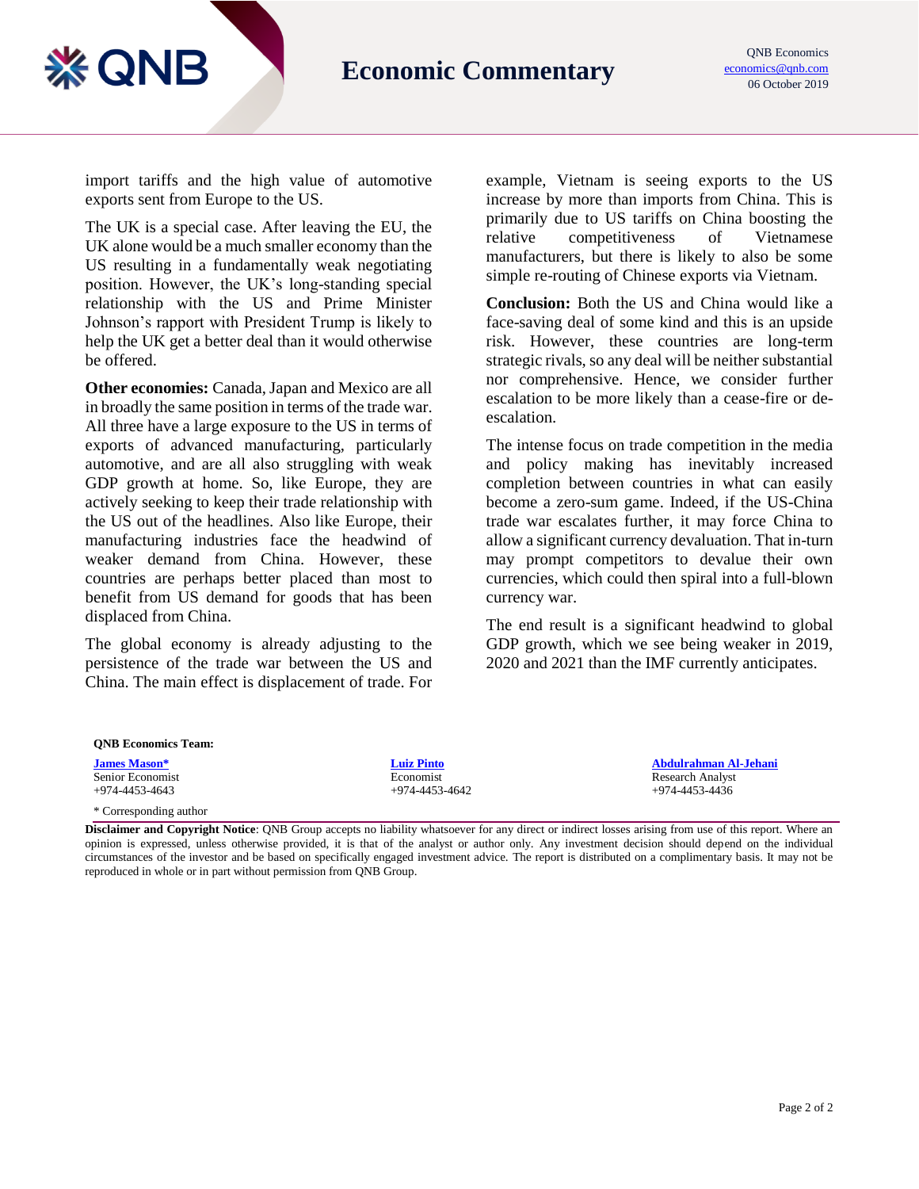import tariffs and the high value of automotive exports sent from Europe to the US.

The UK is a special case. After leaving the EU, the UK alone would be a much smaller economy than the US resulting in a fundamentally weak negotiating position. However, the UK's long-standing special relationship with the US and Prime Minister Johnson's rapport with President Trump is likely to help the UK get a better deal than it would otherwise be offered.

**Other economies:** Canada, Japan and Mexico are all in broadly the same position in terms of the trade war. All three have a large exposure to the US in terms of exports of advanced manufacturing, particularly automotive, and are all also struggling with weak GDP growth at home. So, like Europe, they are actively seeking to keep their trade relationship with the US out of the headlines. Also like Europe, their manufacturing industries face the headwind of weaker demand from China. However, these countries are perhaps better placed than most to benefit from US demand for goods that has been displaced from China.

The global economy is already adjusting to the persistence of the trade war between the US and China. The main effect is displacement of trade. For example, Vietnam is seeing exports to the US increase by more than imports from China. This is primarily due to US tariffs on China boosting the relative competitiveness of Vietnamese manufacturers, but there is likely to also be some simple re-routing of Chinese exports via Vietnam.

**Conclusion:** Both the US and China would like a face-saving deal of some kind and this is an upside risk. However, these countries are long-term strategic rivals, so any deal will be neither substantial nor comprehensive. Hence, we consider further escalation to be more likely than a cease-fire or de-escalation.

The intense focus on trade competition in the media and policy making has inevitably increased completion between countries in what can easily become a zero-sum game. Indeed, if the US-China trade war escalates further, it may force China to allow a significant currency devaluation. That in-turn may prompt competitors to devalue their own currencies, which could then spiral into a full-blown currency war.

The end result is a significant headwind to global GDP growth, which we see being weaker in 2019, 2020 and 2021 than the IMF currently anticipates.

**QNB Economics Team:**

**James Mason***
Senior Economist
+974-4453-4643

**Luiz Pinto**
Economist
+974-4453-4642

**Abdulrahman Al-Jehani**
Research Analyst
+974-4453-4436

* Corresponding author

**Disclaimer and Copyright Notice**: QNB Group accepts no liability whatsoever for any direct or indirect losses arising from use of this report. Where an opinion is expressed, unless otherwise provided, it is that of the analyst or author only. Any investment decision should depend on the individual circumstances of the investor and be based on specifically engaged investment advice. The report is distributed on a complimentary basis. It may not be reproduced in whole or in part without permission from QNB Group.